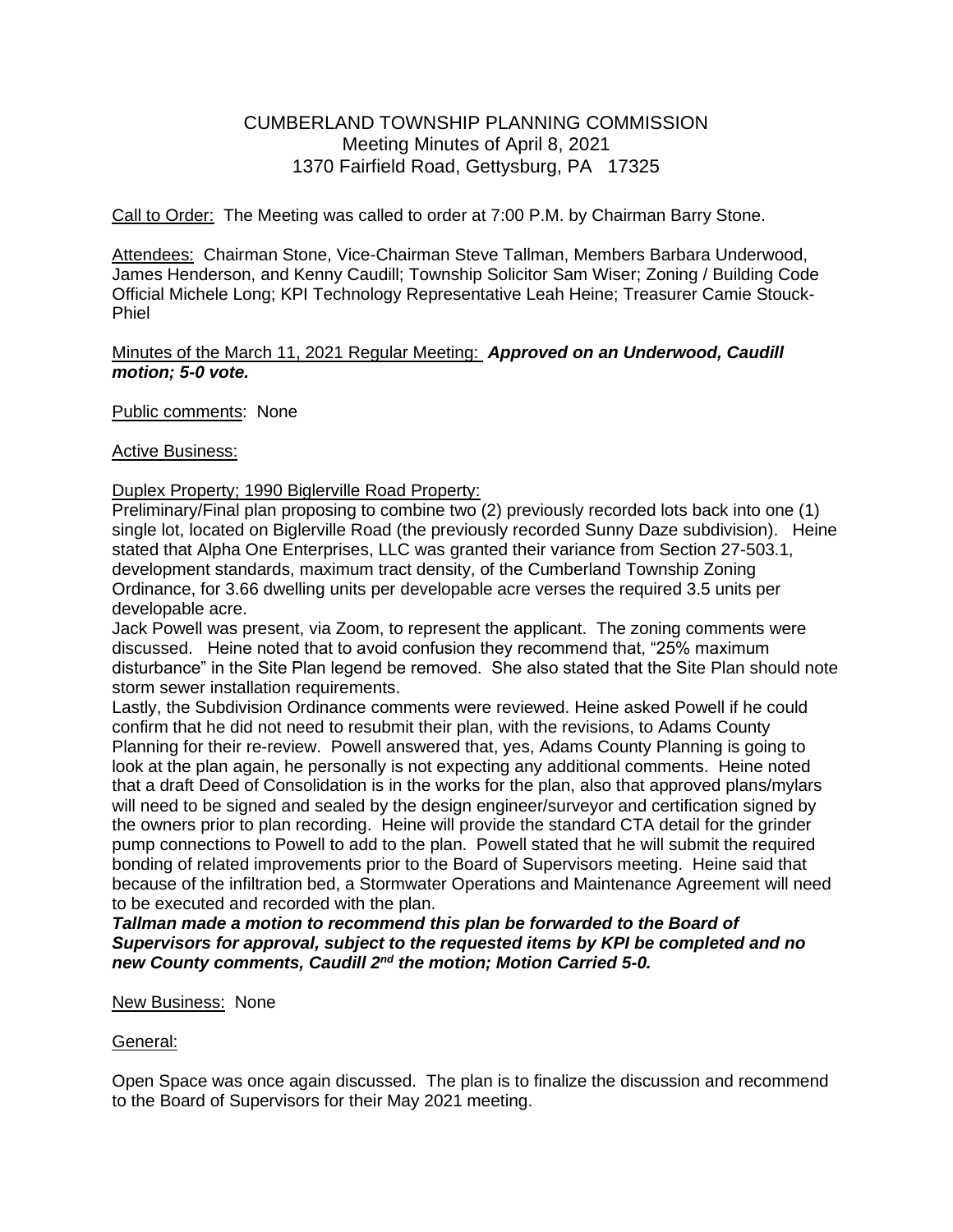# CUMBERLAND TOWNSHIP PLANNING COMMISSION
## Meeting Minutes of April 8, 2021
## 1370 Fairfield Road, Gettysburg, PA 17325

Call to Order: The Meeting was called to order at 7:00 P.M. by Chairman Barry Stone.

Attendees: Chairman Stone, Vice-Chairman Steve Tallman, Members Barbara Underwood, James Henderson, and Kenny Caudill; Township Solicitor Sam Wiser; Zoning / Building Code Official Michele Long; KPI Technology Representative Leah Heine; Treasurer Camie Stouck-Phiel

Minutes of the March 11, 2021 Regular Meeting: ***Approved on an Underwood, Caudill motion; 5-0 vote.***

Public comments: None

Active Business:

Duplex Property; 1990 Biglerville Road Property:

Preliminary/Final plan proposing to combine two (2) previously recorded lots back into one (1) single lot, located on Biglerville Road (the previously recorded Sunny Daze subdivision). Heine stated that Alpha One Enterprises, LLC was granted their variance from Section 27-503.1, development standards, maximum tract density, of the Cumberland Township Zoning Ordinance, for 3.66 dwelling units per developable acre verses the required 3.5 units per developable acre.

Jack Powell was present, via Zoom, to represent the applicant. The zoning comments were discussed. Heine noted that to avoid confusion they recommend that, "25% maximum disturbance" in the Site Plan legend be removed. She also stated that the Site Plan should note storm sewer installation requirements.

Lastly, the Subdivision Ordinance comments were reviewed. Heine asked Powell if he could confirm that he did not need to resubmit their plan, with the revisions, to Adams County Planning for their re-review. Powell answered that, yes, Adams County Planning is going to look at the plan again, he personally is not expecting any additional comments. Heine noted that a draft Deed of Consolidation is in the works for the plan, also that approved plans/mylars will need to be signed and sealed by the design engineer/surveyor and certification signed by the owners prior to plan recording. Heine will provide the standard CTA detail for the grinder pump connections to Powell to add to the plan. Powell stated that he will submit the required bonding of related improvements prior to the Board of Supervisors meeting. Heine said that because of the infiltration bed, a Stormwater Operations and Maintenance Agreement will need to be executed and recorded with the plan.

***Tallman made a motion to recommend this plan be forwarded to the Board of Supervisors for approval, subject to the requested items by KPI be completed and no new County comments, Caudill 2nd the motion; Motion Carried 5-0.***

New Business: None

General:

Open Space was once again discussed. The plan is to finalize the discussion and recommend to the Board of Supervisors for their May 2021 meeting.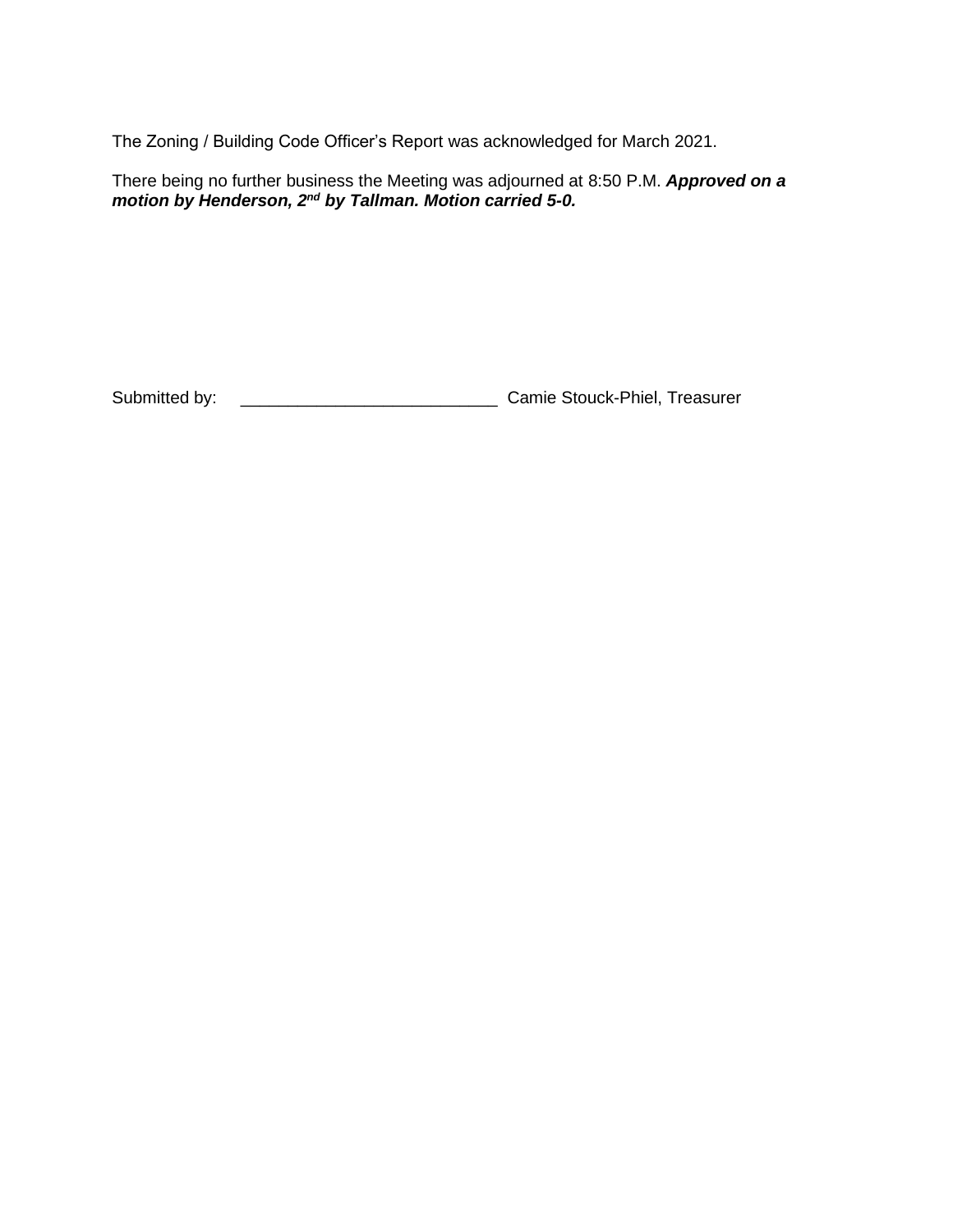The Zoning / Building Code Officer's Report was acknowledged for March 2021.

There being no further business the Meeting was adjourned at 8:50 P.M. ***Approved on a motion by Henderson, 2nd by Tallman. Motion carried 5-0.***

Submitted by: \_\_\_\_\_\_\_\_\_\_\_\_\_\_\_\_\_\_\_\_\_\_\_\_\_\_\_ Camie Stouck-Phiel, Treasurer